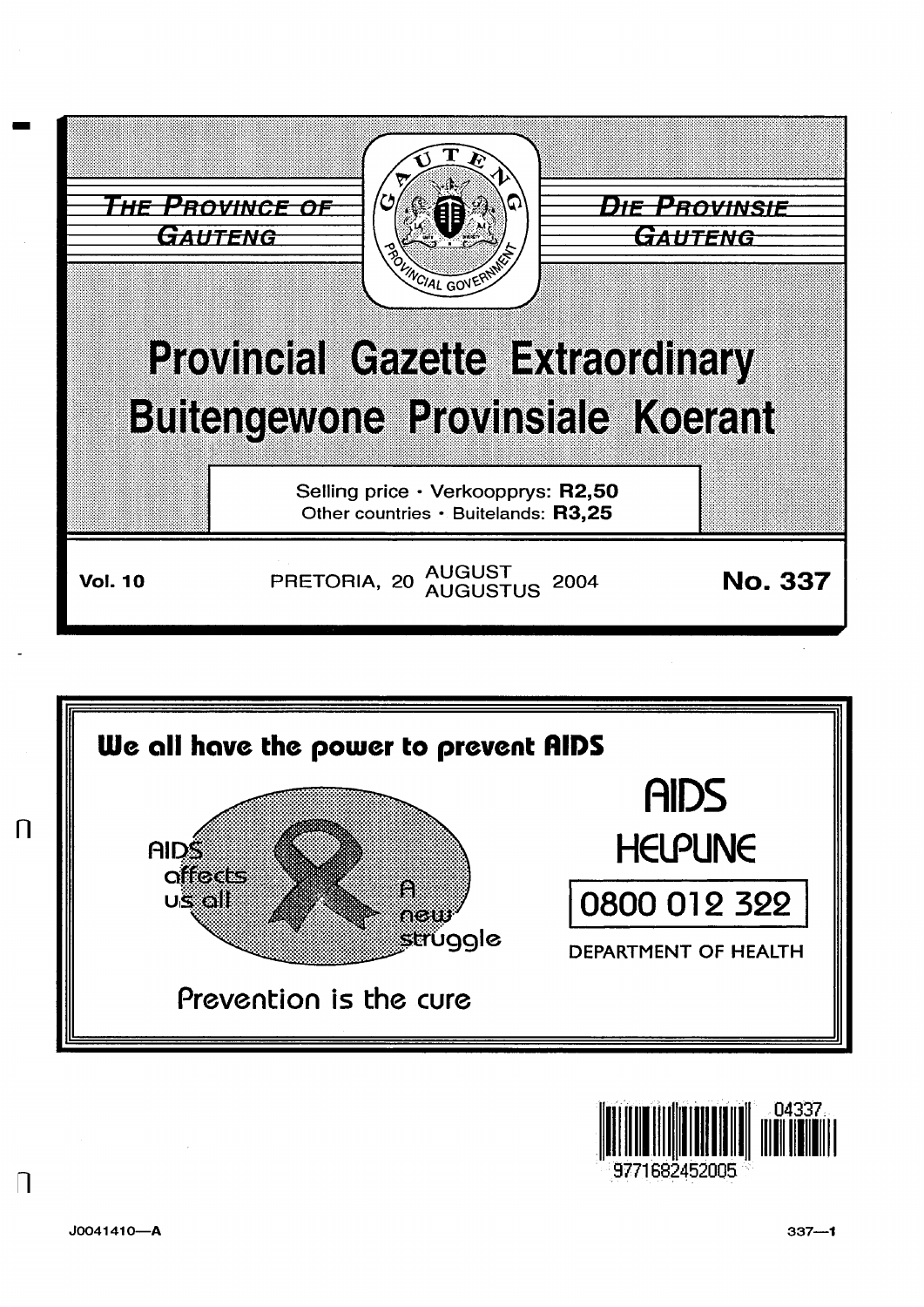THE PROVINCE OF GAUTENG

DIE PROVINSIE GAUTENG

# Provincial Gazette Extraordinary
# Buitengewone Provinsiale Koerant

Selling price · Verkoopprys: **R2,50**
Other countries · Buitelands: **R3,25**

**Vol. 10** PRETORIA, 20 AUGUST AUGUSTUS 2004 **No. 337**

**We all have the power to prevent AIDS**

AIDS affects us all

A new struggle

Prevention is the cure

AIDS HELPLINE

0800 012 322

DEPARTMENT OF HEALTH

J0041410—A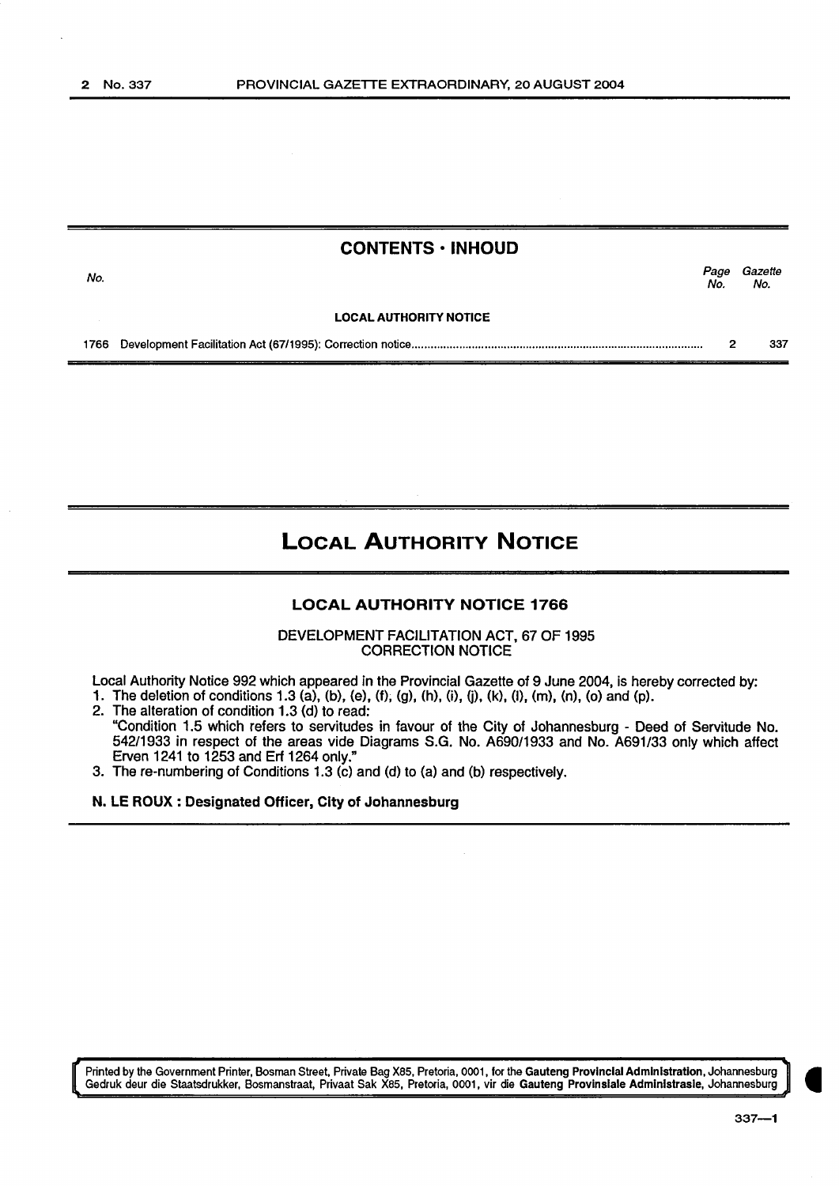## CONTENTS · INHOUD

| No. | | Page No. | Gazette No. |
|---|---|---|---|
| | **LOCAL AUTHORITY NOTICE** | | |
| 1766 | Development Facilitation Act (67/1995): Correction notice | 2 | 337 |

# LOCAL AUTHORITY NOTICE

## LOCAL AUTHORITY NOTICE 1766

DEVELOPMENT FACILITATION ACT, 67 OF 1995
CORRECTION NOTICE

Local Authority Notice 992 which appeared in the Provincial Gazette of 9 June 2004, is hereby corrected by:

1. The deletion of conditions 1.3 (a), (b), (e), (f), (g), (h), (i), (j), (k), (l), (m), (n), (o) and (p).
2. The alteration of condition 1.3 (d) to read:
   "Condition 1.5 which refers to servitudes in favour of the City of Johannesburg - Deed of Servitude No. 542/1933 in respect of the areas vide Diagrams S.G. No. A690/1933 and No. A691/33 only which affect Erven 1241 to 1253 and Erf 1264 only."
3. The re-numbering of Conditions 1.3 (c) and (d) to (a) and (b) respectively.

**N. LE ROUX : Designated Officer, City of Johannesburg**

Printed by the Government Printer, Bosman Street, Private Bag X85, Pretoria, 0001, for the **Gauteng Provincial Administration**, Johannesburg
Gedruk deur die Staatsdrukker, Bosmanstraat, Privaat Sak X85, Pretoria, 0001, vir die **Gauteng Provinsiale Administrasie**, Johannesburg

337—1